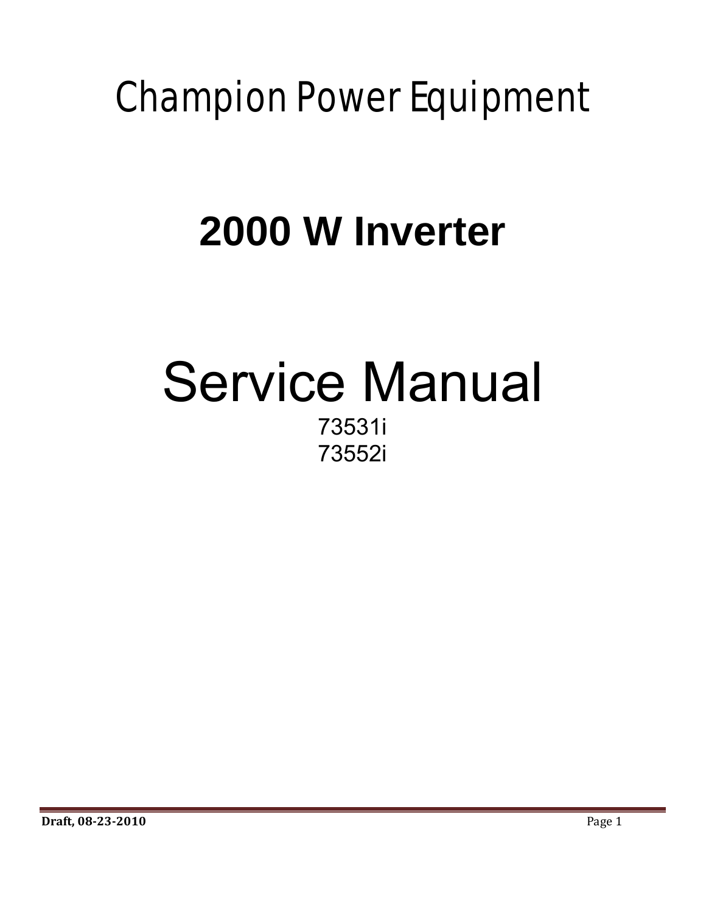# Champion Power Equipment

# 2000 W Inverter

# Service Manual

73531i

73552i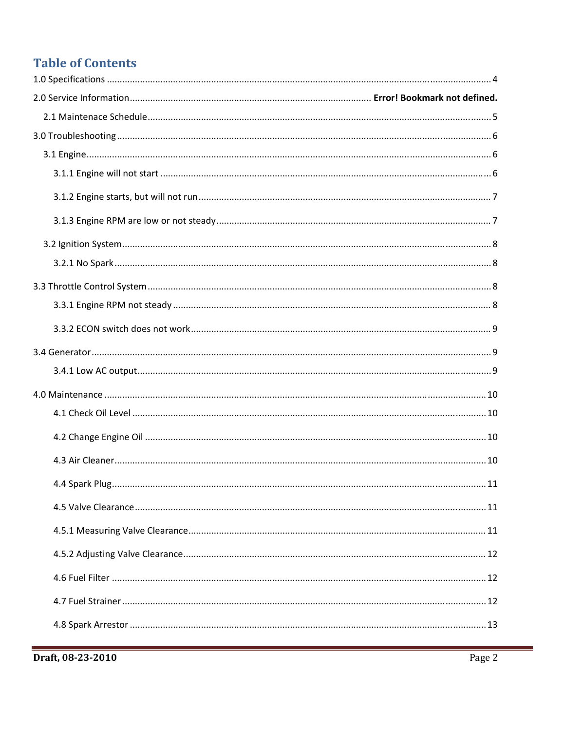# Table of Contents

1.0 Specifications ............................................................................................................................................. 4

2.0 Service Information ............................................................................................ **Error! Bookmark not defined.**

2.1 Maintenace Schedule ................................................................................................................................ 5

3.0 Troubleshooting ......................................................................................................................................... 6

3.1 Engine ......................................................................................................................................................... 6

3.1.1 Engine will not start ................................................................................................................................ 6

3.1.2 Engine starts, but will not run ................................................................................................................ 7

3.1.3 Engine RPM are low or not steady ......................................................................................................... 7

3.2 Ignition System ............................................................................................................................................ 8

3.2.1 No Spark .................................................................................................................................................. 8

3.3 Throttle Control System ............................................................................................................................... 8

3.3.1 Engine RPM not steady ........................................................................................................................... 8

3.3.2 ECON switch does not work ................................................................................................................... 9

3.4 Generator .................................................................................................................................................... 9

3.4.1 Low AC output ......................................................................................................................................... 9

4.0 Maintenance .............................................................................................................................................. 10

4.1 Check Oil Level ........................................................................................................................................... 10

4.2 Change Engine Oil ...................................................................................................................................... 10

4.3 Air Cleaner .................................................................................................................................................. 10

4.4 Spark Plug ................................................................................................................................................... 11

4.5 Valve Clearance .......................................................................................................................................... 11

4.5.1 Measuring Valve Clearance ................................................................................................................... 11

4.5.2 Adjusting Valve Clearance ..................................................................................................................... 12

4.6 Fuel Filter .................................................................................................................................................... 12

4.7 Fuel Strainer ................................................................................................................................................ 12

4.8 Spark Arrestor ............................................................................................................................................. 13

**Draft, 08-23-2010**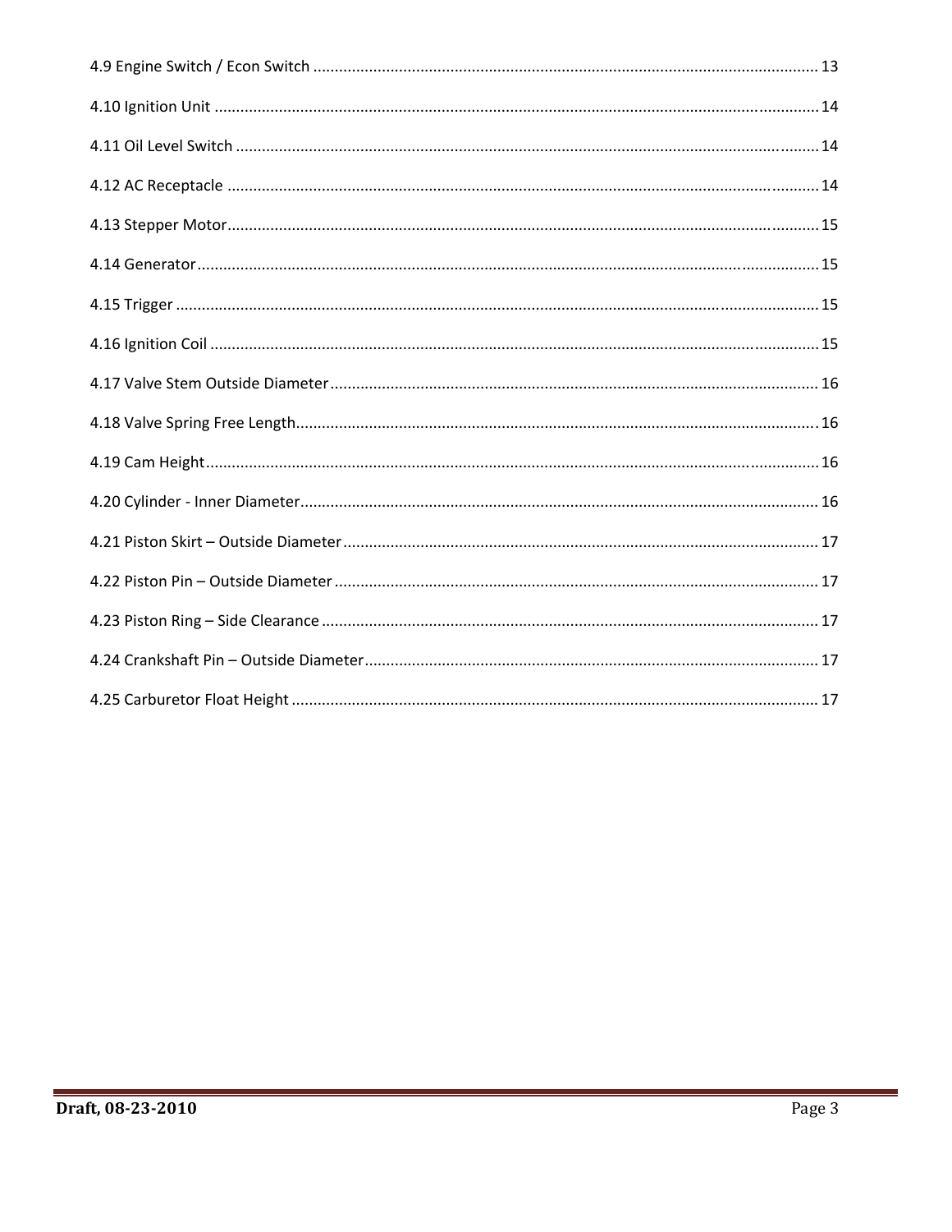4.9 Engine Switch / Econ Switch ..................................................................................................................... 13

4.10 Ignition Unit ........................................................................................................................................... 14

4.11 Oil Level Switch ...................................................................................................................................... 14

4.12 AC Receptacle ........................................................................................................................................ 14

4.13 Stepper Motor ......................................................................................................................................... 15

4.14 Generator ............................................................................................................................................... 15

4.15 Trigger .................................................................................................................................................... 15

4.16 Ignition Coil ............................................................................................................................................ 15

4.17 Valve Stem Outside Diameter ................................................................................................................ 16

4.18 Valve Spring Free Length ........................................................................................................................ 16

4.19 Cam Height ............................................................................................................................................. 16

4.20 Cylinder - Inner Diameter ........................................................................................................................ 16

4.21 Piston Skirt – Outside Diameter ............................................................................................................. 17

4.22 Piston Pin – Outside Diameter ................................................................................................................ 17

4.23 Piston Ring – Side Clearance .................................................................................................................. 17

4.24 Crankshaft Pin – Outside Diameter ......................................................................................................... 17

4.25 Carburetor Float Height ......................................................................................................................... 17

Draft, 08-23-2010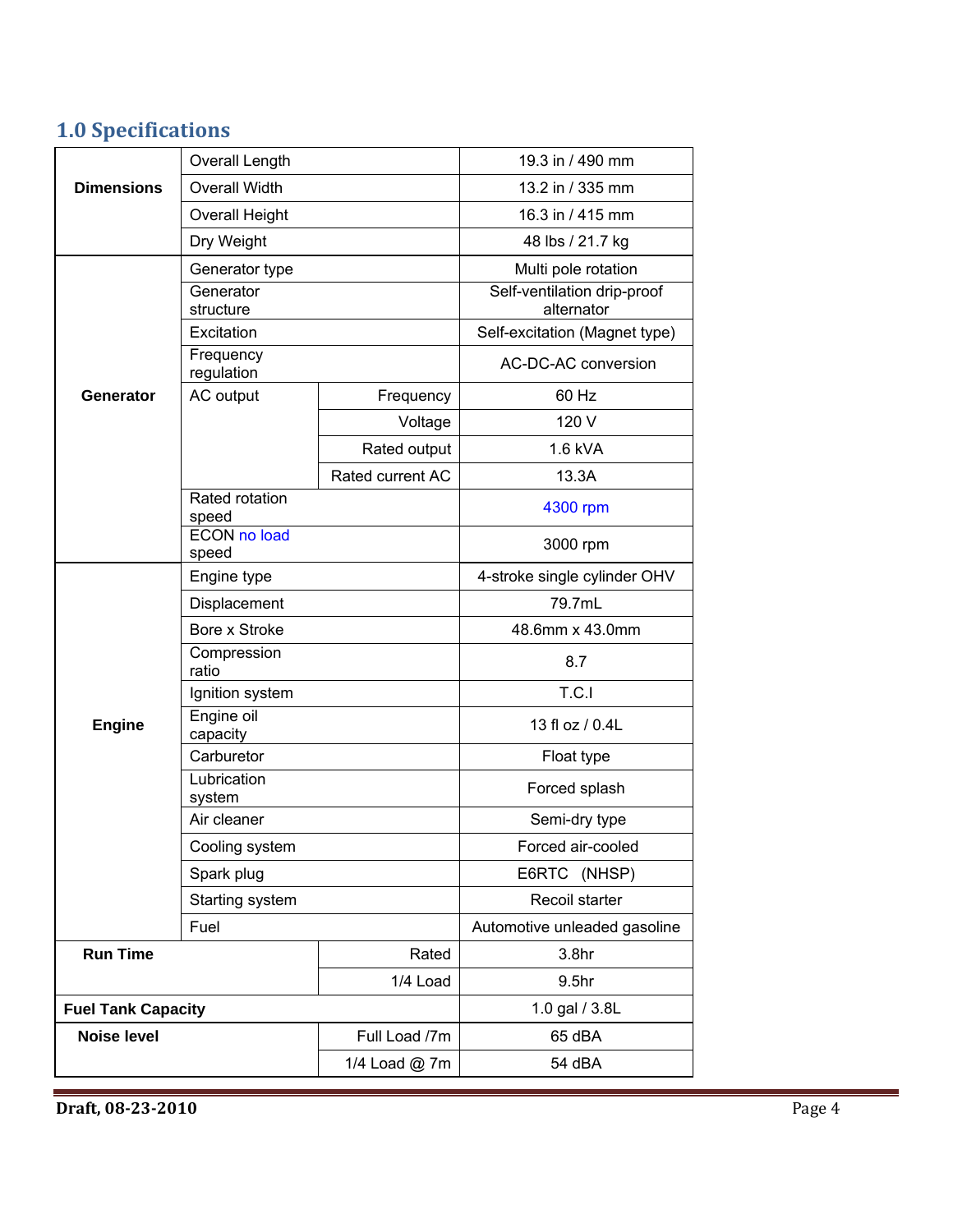## 1.0 Specifications

| | | | |
|---|---|---|---|
| **Dimensions** | Overall Length | | 19.3 in / 490 mm |
| | Overall Width | | 13.2 in / 335 mm |
| | Overall Height | | 16.3 in / 415 mm |
| | Dry Weight | | 48 lbs / 21.7 kg |
| **Generator** | Generator type | | Multi pole rotation |
| | Generator structure | | Self-ventilation drip-proof alternator |
| | Excitation | | Self-excitation (Magnet type) |
| | Frequency regulation | | AC-DC-AC conversion |
| | AC output | Frequency | 60 Hz |
| | | Voltage | 120 V |
| | | Rated output | 1.6 kVA |
| | | Rated current AC | 13.3A |
| | Rated rotation speed | | 4300 rpm |
| | ECON no load speed | | 3000 rpm |
| **Engine** | Engine type | | 4-stroke single cylinder OHV |
| | Displacement | | 79.7mL |
| | Bore x Stroke | | 48.6mm x 43.0mm |
| | Compression ratio | | 8.7 |
| | Ignition system | | T.C.I |
| | Engine oil capacity | | 13 fl oz / 0.4L |
| | Carburetor | | Float type |
| | Lubrication system | | Forced splash |
| | Air cleaner | | Semi-dry type |
| | Cooling system | | Forced air-cooled |
| | Spark plug | | E6RTC (NHSP) |
| | Starting system | | Recoil starter |
| | Fuel | | Automotive unleaded gasoline |
| **Run Time** | | Rated | 3.8hr |
| | | 1/4 Load | 9.5hr |
| **Fuel Tank Capacity** | | | 1.0 gal / 3.8L |
| **Noise level** | | Full Load /7m | 65 dBA |
| | | 1/4 Load @ 7m | 54 dBA |

**Draft, 08-23-2010**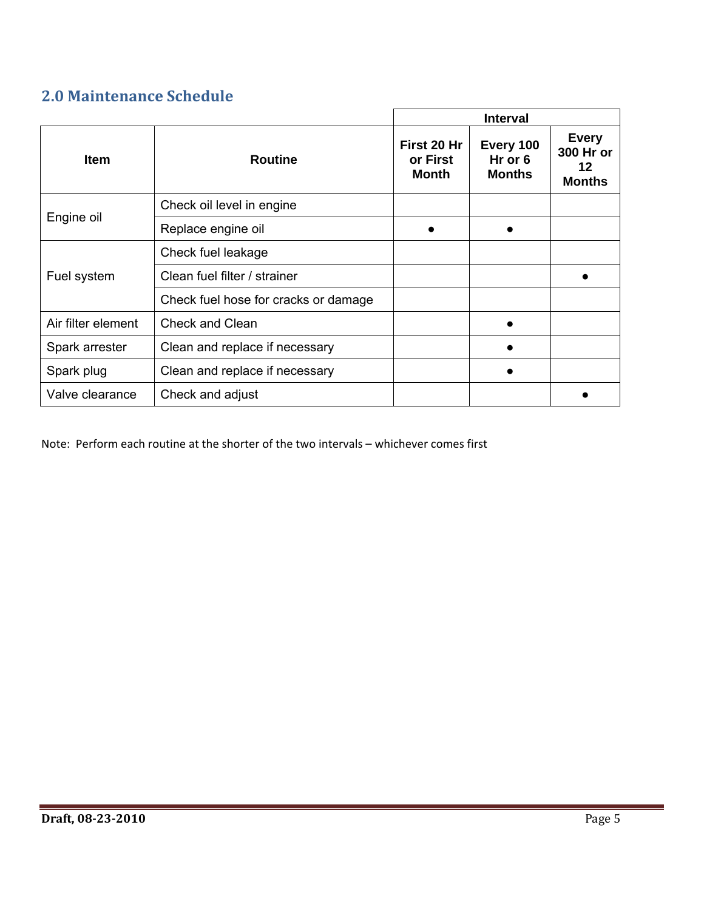## 2.0 Maintenance Schedule

| Item | Routine | Interval | | |
|---|---|---|---|---|
| | | First 20 Hr or First Month | Every 100 Hr or 6 Months | Every 300 Hr or 12 Months |
| Engine oil | Check oil level in engine | | | |
| | Replace engine oil | ● | ● | |
| Fuel system | Check fuel leakage | | | |
| | Clean fuel filter / strainer | | | ● |
| | Check fuel hose for cracks or damage | | | |
| Air filter element | Check and Clean | | ● | |
| Spark arrester | Clean and replace if necessary | | ● | |
| Spark plug | Clean and replace if necessary | | ● | |
| Valve clearance | Check and adjust | | | ● |

Note: Perform each routine at the shorter of the two intervals – whichever comes first

**Draft, 08-23-2010**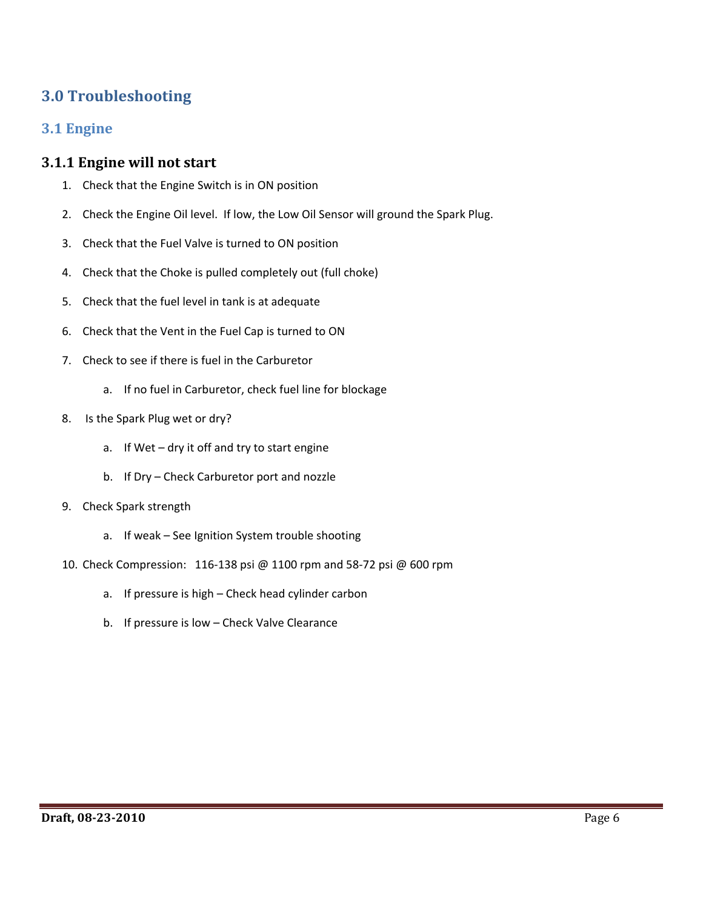# 3.0 Troubleshooting

## 3.1 Engine

### 3.1.1 Engine will not start

1. Check that the Engine Switch is in ON position
2. Check the Engine Oil level. If low, the Low Oil Sensor will ground the Spark Plug.
3. Check that the Fuel Valve is turned to ON position
4. Check that the Choke is pulled completely out (full choke)
5. Check that the fuel level in tank is at adequate
6. Check that the Vent in the Fuel Cap is turned to ON
7. Check to see if there is fuel in the Carburetor
   a. If no fuel in Carburetor, check fuel line for blockage
8. Is the Spark Plug wet or dry?
   a. If Wet – dry it off and try to start engine
   b. If Dry – Check Carburetor port and nozzle
9. Check Spark strength
   a. If weak – See Ignition System trouble shooting
10. Check Compression: 116-138 psi @ 1100 rpm and 58-72 psi @ 600 rpm
    a. If pressure is high – Check head cylinder carbon
    b. If pressure is low – Check Valve Clearance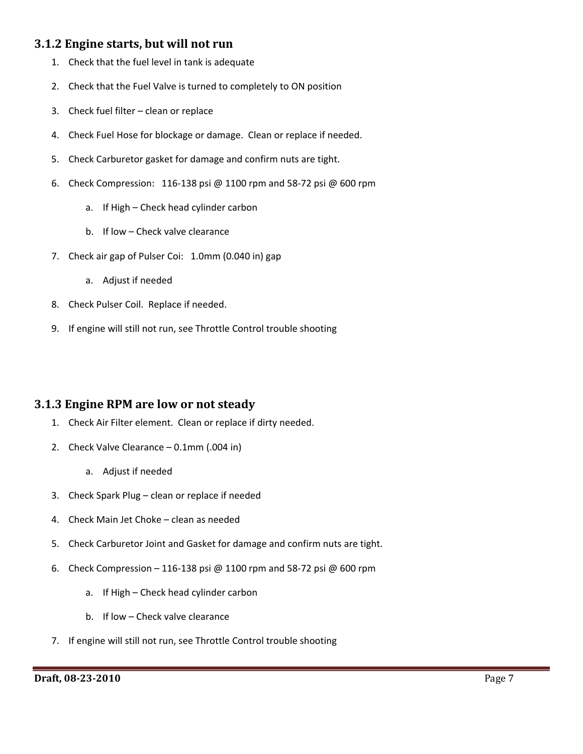### 3.1.2 Engine starts, but will not run

1. Check that the fuel level in tank is adequate
2. Check that the Fuel Valve is turned to completely to ON position
3. Check fuel filter – clean or replace
4. Check Fuel Hose for blockage or damage. Clean or replace if needed.
5. Check Carburetor gasket for damage and confirm nuts are tight.
6. Check Compression: 116-138 psi @ 1100 rpm and 58-72 psi @ 600 rpm
    a. If High – Check head cylinder carbon
    b. If low – Check valve clearance
7. Check air gap of Pulser Coi: 1.0mm (0.040 in) gap
    a. Adjust if needed
8. Check Pulser Coil. Replace if needed.
9. If engine will still not run, see Throttle Control trouble shooting

### 3.1.3 Engine RPM are low or not steady

1. Check Air Filter element. Clean or replace if dirty needed.
2. Check Valve Clearance – 0.1mm (.004 in)
    a. Adjust if needed
3. Check Spark Plug – clean or replace if needed
4. Check Main Jet Choke – clean as needed
5. Check Carburetor Joint and Gasket for damage and confirm nuts are tight.
6. Check Compression – 116-138 psi @ 1100 rpm and 58-72 psi @ 600 rpm
    a. If High – Check head cylinder carbon
    b. If low – Check valve clearance
7. If engine will still not run, see Throttle Control trouble shooting

**Draft, 08-23-2010**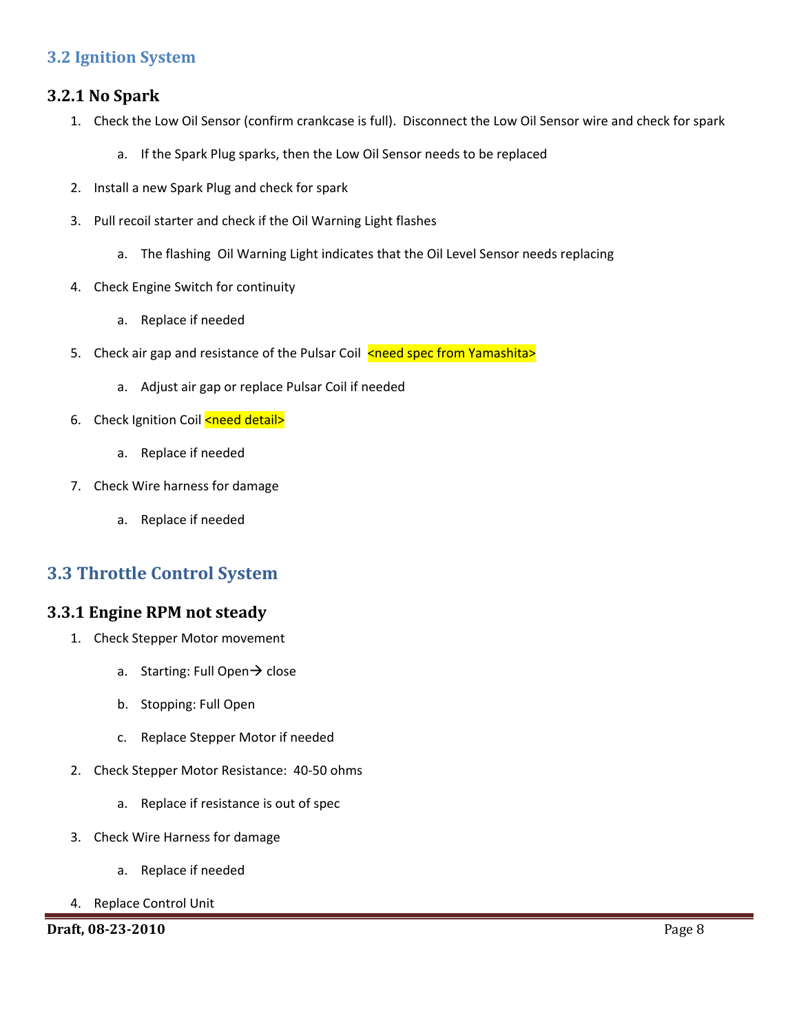## 3.2 Ignition System

### 3.2.1 No Spark

1. Check the Low Oil Sensor (confirm crankcase is full). Disconnect the Low Oil Sensor wire and check for spark
   a. If the Spark Plug sparks, then the Low Oil Sensor needs to be replaced
2. Install a new Spark Plug and check for spark
3. Pull recoil starter and check if the Oil Warning Light flashes
   a. The flashing Oil Warning Light indicates that the Oil Level Sensor needs replacing
4. Check Engine Switch for continuity
   a. Replace if needed
5. Check air gap and resistance of the Pulsar Coil <need spec from Yamashita>
   a. Adjust air gap or replace Pulsar Coil if needed
6. Check Ignition Coil <need detail>
   a. Replace if needed
7. Check Wire harness for damage
   a. Replace if needed

## 3.3 Throttle Control System

### 3.3.1 Engine RPM not steady

1. Check Stepper Motor movement
   a. Starting: Full Open→ close
   b. Stopping: Full Open
   c. Replace Stepper Motor if needed
2. Check Stepper Motor Resistance: 40-50 ohms
   a. Replace if resistance is out of spec
3. Check Wire Harness for damage
   a. Replace if needed
4. Replace Control Unit

**Draft, 08-23-2010**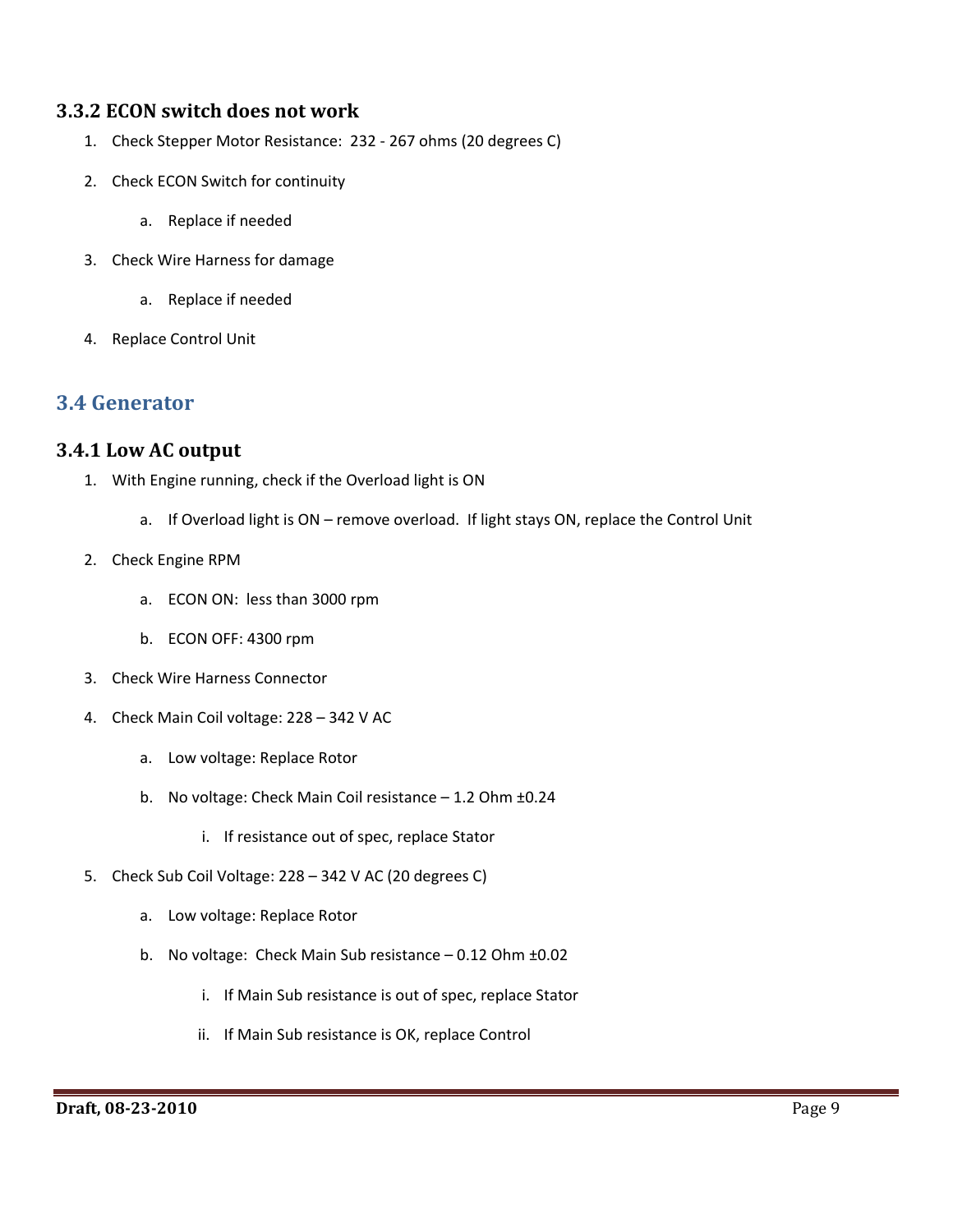### 3.3.2 ECON switch does not work

1. Check Stepper Motor Resistance: 232 - 267 ohms (20 degrees C)
2. Check ECON Switch for continuity
   a. Replace if needed
3. Check Wire Harness for damage
   a. Replace if needed
4. Replace Control Unit

## 3.4 Generator

### 3.4.1 Low AC output

1. With Engine running, check if the Overload light is ON
   a. If Overload light is ON – remove overload. If light stays ON, replace the Control Unit
2. Check Engine RPM
   a. ECON ON: less than 3000 rpm
   b. ECON OFF: 4300 rpm
3. Check Wire Harness Connector
4. Check Main Coil voltage: 228 – 342 V AC
   a. Low voltage: Replace Rotor
   b. No voltage: Check Main Coil resistance – 1.2 Ohm ±0.24
      i. If resistance out of spec, replace Stator
5. Check Sub Coil Voltage: 228 – 342 V AC (20 degrees C)
   a. Low voltage: Replace Rotor
   b. No voltage: Check Main Sub resistance – 0.12 Ohm ±0.02
      i. If Main Sub resistance is out of spec, replace Stator
      ii. If Main Sub resistance is OK, replace Control

**Draft, 08-23-2010**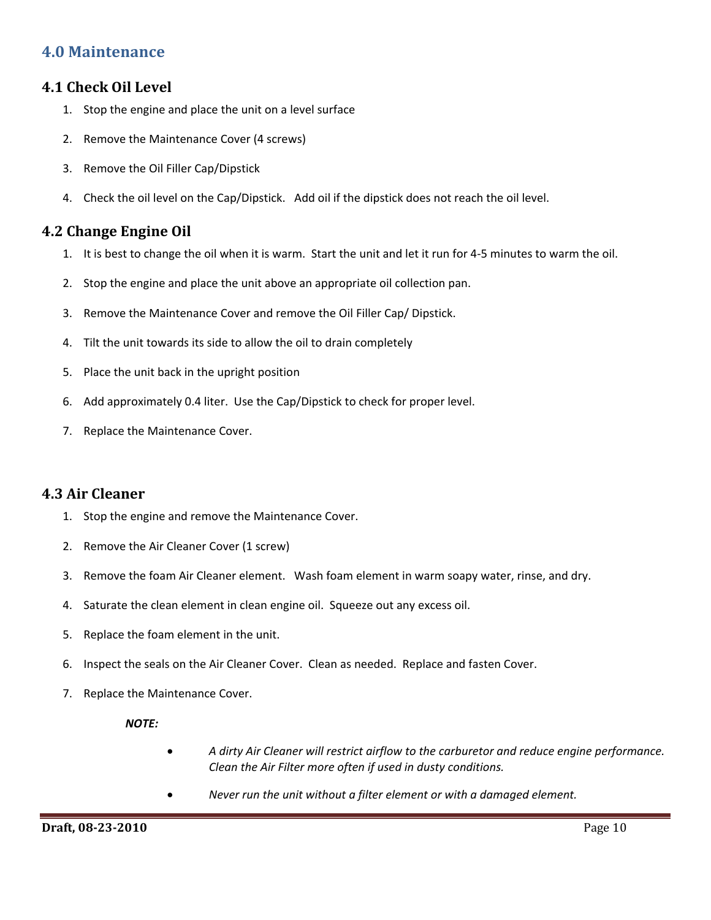# 4.0 Maintenance

## 4.1 Check Oil Level

1. Stop the engine and place the unit on a level surface
2. Remove the Maintenance Cover (4 screws)
3. Remove the Oil Filler Cap/Dipstick
4. Check the oil level on the Cap/Dipstick. Add oil if the dipstick does not reach the oil level.

## 4.2 Change Engine Oil

1. It is best to change the oil when it is warm. Start the unit and let it run for 4-5 minutes to warm the oil.
2. Stop the engine and place the unit above an appropriate oil collection pan.
3. Remove the Maintenance Cover and remove the Oil Filler Cap/ Dipstick.
4. Tilt the unit towards its side to allow the oil to drain completely
5. Place the unit back in the upright position
6. Add approximately 0.4 liter. Use the Cap/Dipstick to check for proper level.
7. Replace the Maintenance Cover.

## 4.3 Air Cleaner

1. Stop the engine and remove the Maintenance Cover.
2. Remove the Air Cleaner Cover (1 screw)
3. Remove the foam Air Cleaner element. Wash foam element in warm soapy water, rinse, and dry.
4. Saturate the clean element in clean engine oil. Squeeze out any excess oil.
5. Replace the foam element in the unit.
6. Inspect the seals on the Air Cleaner Cover. Clean as needed. Replace and fasten Cover.
7. Replace the Maintenance Cover.

***NOTE:***

- *A dirty Air Cleaner will restrict airflow to the carburetor and reduce engine performance. Clean the Air Filter more often if used in dusty conditions.*
- *Never run the unit without a filter element or with a damaged element.*

**Draft, 08-23-2010**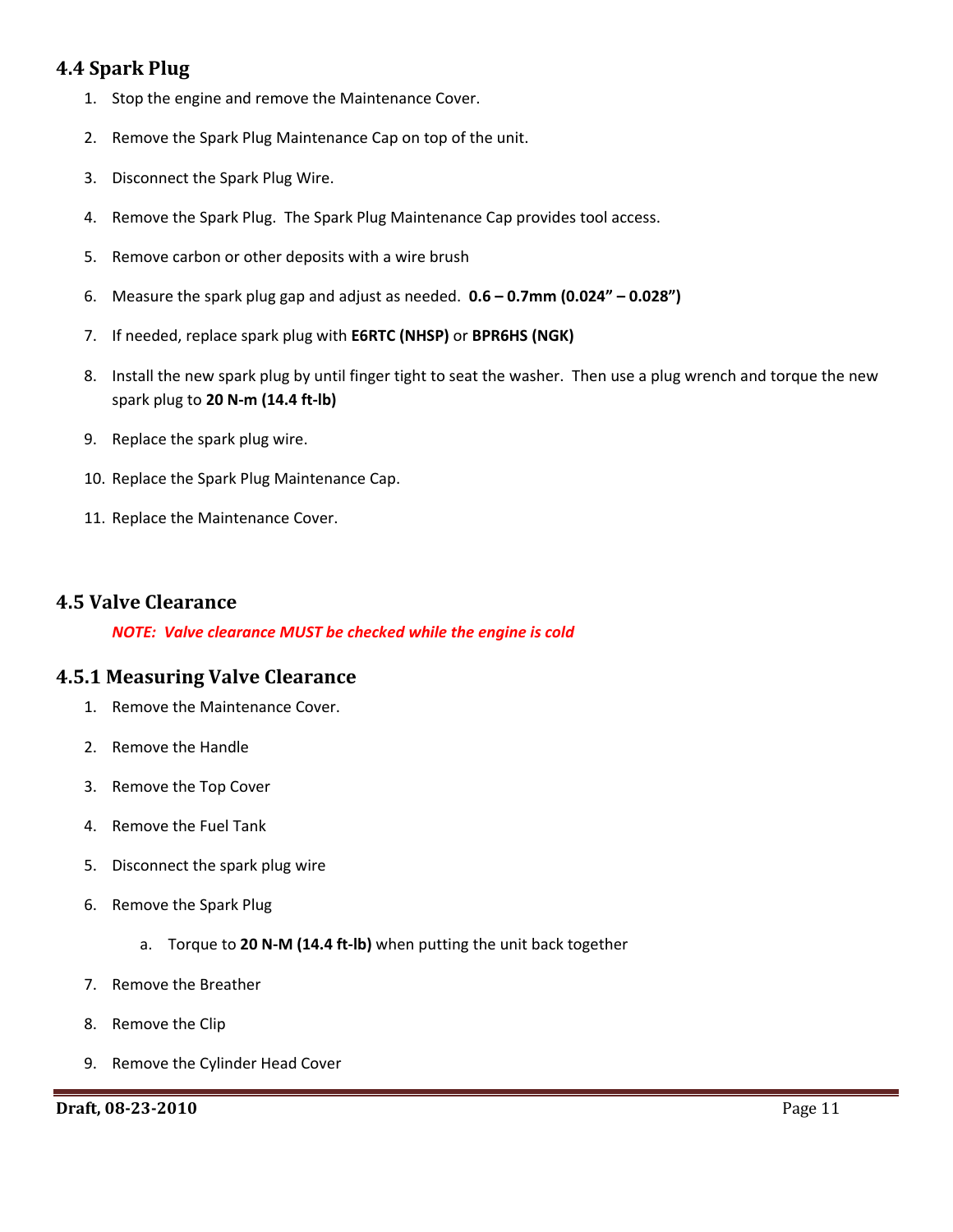## 4.4 Spark Plug

1. Stop the engine and remove the Maintenance Cover.
2. Remove the Spark Plug Maintenance Cap on top of the unit.
3. Disconnect the Spark Plug Wire.
4. Remove the Spark Plug. The Spark Plug Maintenance Cap provides tool access.
5. Remove carbon or other deposits with a wire brush
6. Measure the spark plug gap and adjust as needed. **0.6 – 0.7mm (0.024" – 0.028")**
7. If needed, replace spark plug with **E6RTC (NHSP)** or **BPR6HS (NGK)**
8. Install the new spark plug by until finger tight to seat the washer. Then use a plug wrench and torque the new spark plug to **20 N-m (14.4 ft-lb)**
9. Replace the spark plug wire.
10. Replace the Spark Plug Maintenance Cap.
11. Replace the Maintenance Cover.

## 4.5 Valve Clearance

***NOTE: Valve clearance MUST be checked while the engine is cold***

### 4.5.1 Measuring Valve Clearance

1. Remove the Maintenance Cover.
2. Remove the Handle
3. Remove the Top Cover
4. Remove the Fuel Tank
5. Disconnect the spark plug wire
6. Remove the Spark Plug
    a. Torque to **20 N-M (14.4 ft-lb)** when putting the unit back together
7. Remove the Breather
8. Remove the Clip
9. Remove the Cylinder Head Cover

**Draft, 08-23-2010**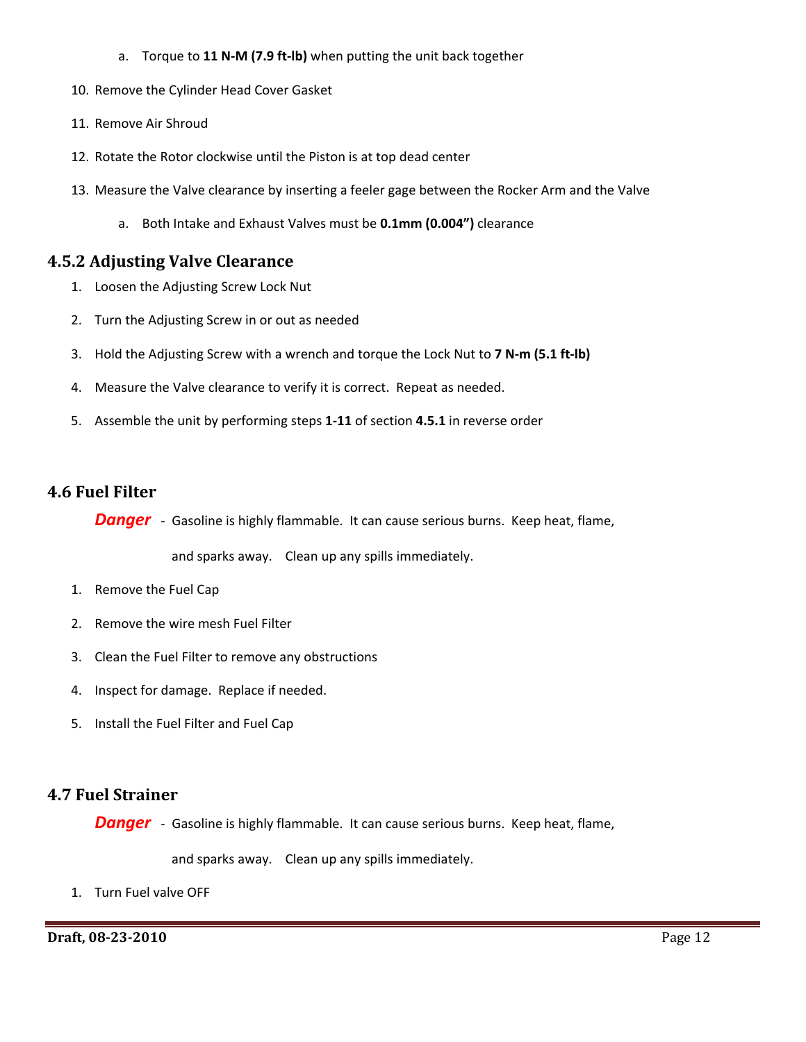a. Torque to **11 N-M (7.9 ft-lb)** when putting the unit back together

10. Remove the Cylinder Head Cover Gasket

11. Remove Air Shroud

12. Rotate the Rotor clockwise until the Piston is at top dead center

13. Measure the Valve clearance by inserting a feeler gage between the Rocker Arm and the Valve

    a. Both Intake and Exhaust Valves must be **0.1mm (0.004")** clearance

### 4.5.2 Adjusting Valve Clearance

1. Loosen the Adjusting Screw Lock Nut

2. Turn the Adjusting Screw in or out as needed

3. Hold the Adjusting Screw with a wrench and torque the Lock Nut to **7 N-m (5.1 ft-lb)**

4. Measure the Valve clearance to verify it is correct. Repeat as needed.

5. Assemble the unit by performing steps **1-11** of section **4.5.1** in reverse order

## 4.6 Fuel Filter

***Danger*** - Gasoline is highly flammable. It can cause serious burns. Keep heat, flame, and sparks away. Clean up any spills immediately.

1. Remove the Fuel Cap

2. Remove the wire mesh Fuel Filter

3. Clean the Fuel Filter to remove any obstructions

4. Inspect for damage. Replace if needed.

5. Install the Fuel Filter and Fuel Cap

## 4.7 Fuel Strainer

***Danger*** - Gasoline is highly flammable. It can cause serious burns. Keep heat, flame, and sparks away. Clean up any spills immediately.

1. Turn Fuel valve OFF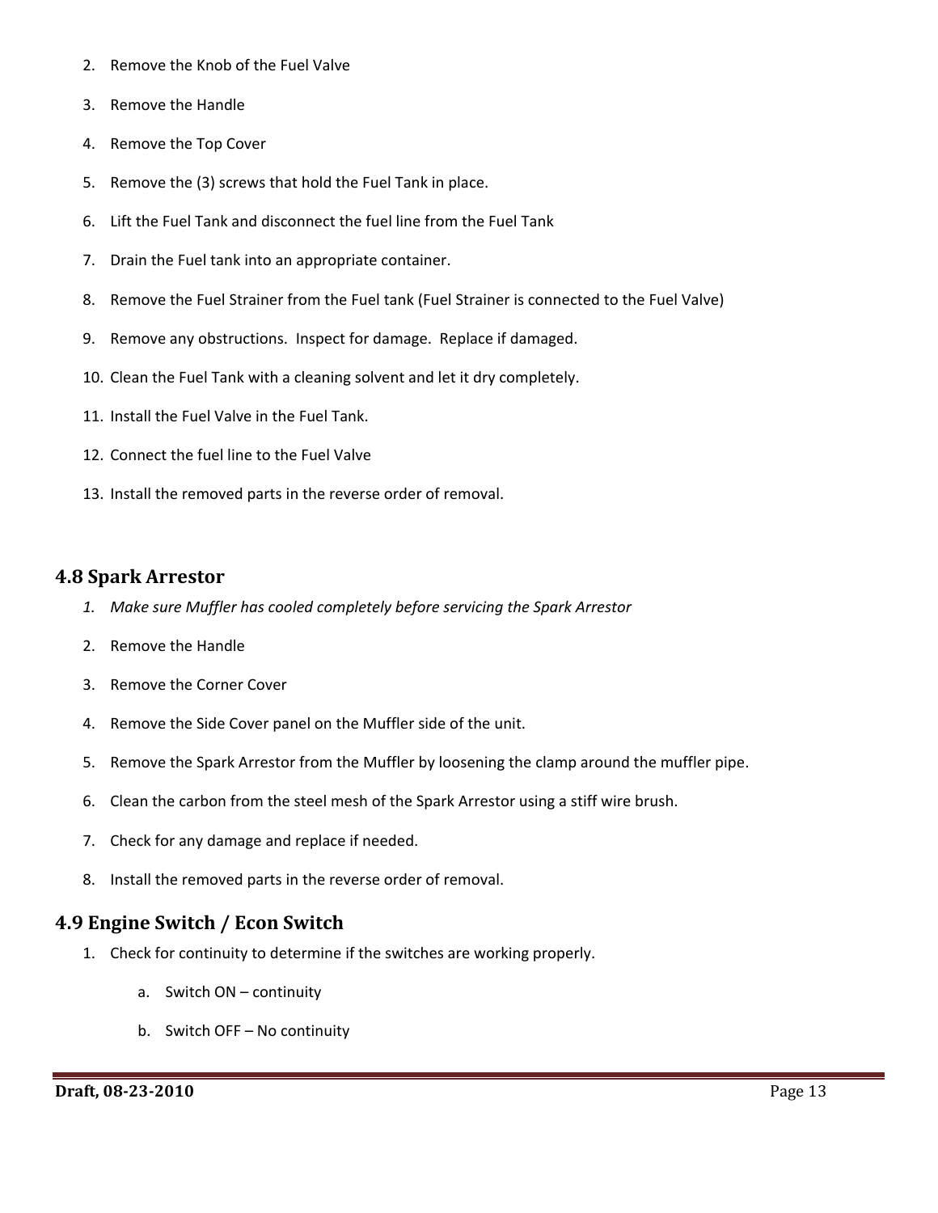2. Remove the Knob of the Fuel Valve
3. Remove the Handle
4. Remove the Top Cover
5. Remove the (3) screws that hold the Fuel Tank in place.
6. Lift the Fuel Tank and disconnect the fuel line from the Fuel Tank
7. Drain the Fuel tank into an appropriate container.
8. Remove the Fuel Strainer from the Fuel tank (Fuel Strainer is connected to the Fuel Valve)
9. Remove any obstructions. Inspect for damage. Replace if damaged.
10. Clean the Fuel Tank with a cleaning solvent and let it dry completely.
11. Install the Fuel Valve in the Fuel Tank.
12. Connect the fuel line to the Fuel Valve
13. Install the removed parts in the reverse order of removal.

## 4.8 Spark Arrestor

1. *Make sure Muffler has cooled completely before servicing the Spark Arrestor*
2. Remove the Handle
3. Remove the Corner Cover
4. Remove the Side Cover panel on the Muffler side of the unit.
5. Remove the Spark Arrestor from the Muffler by loosening the clamp around the muffler pipe.
6. Clean the carbon from the steel mesh of the Spark Arrestor using a stiff wire brush.
7. Check for any damage and replace if needed.
8. Install the removed parts in the reverse order of removal.

## 4.9 Engine Switch / Econ Switch

1. Check for continuity to determine if the switches are working properly.
   a. Switch ON – continuity
   b. Switch OFF – No continuity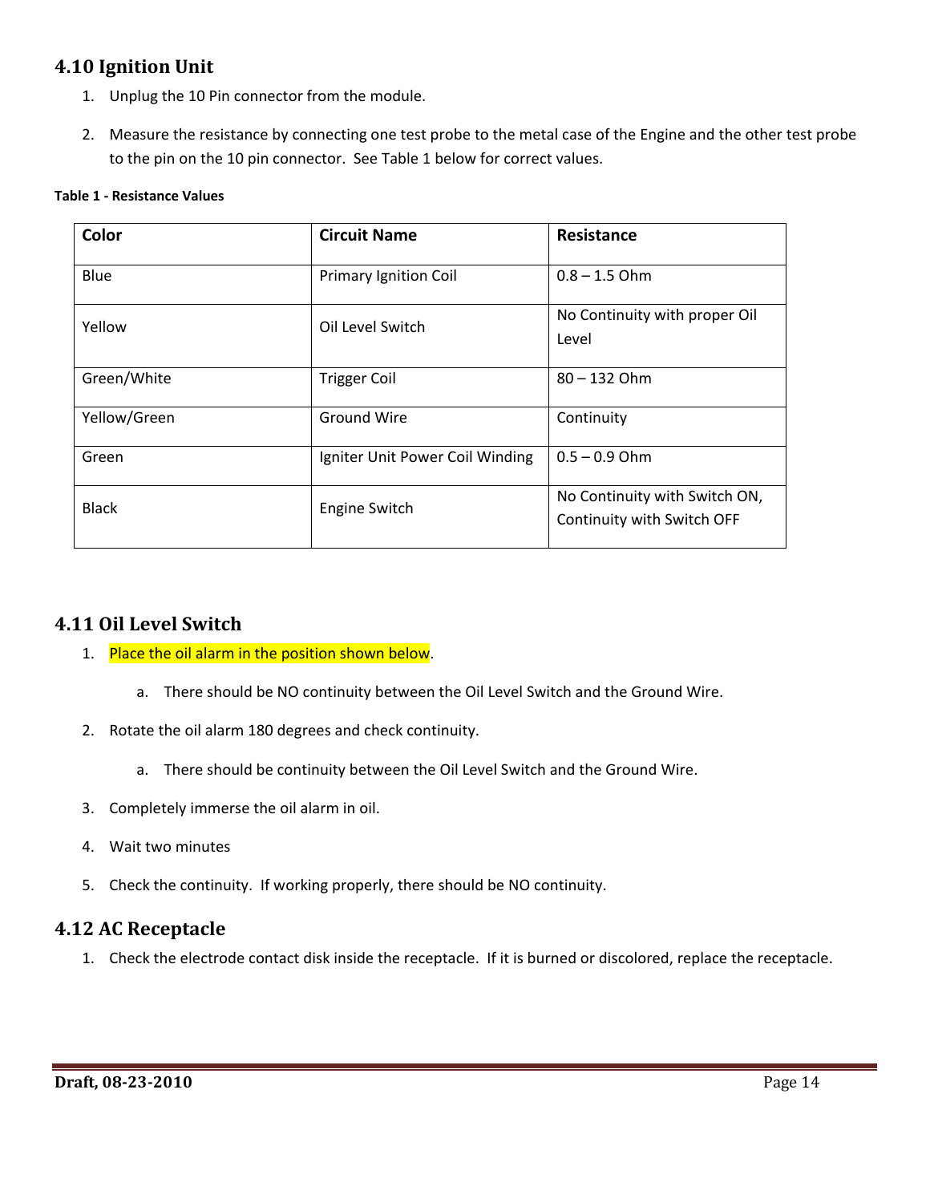## 4.10 Ignition Unit

1. Unplug the 10 Pin connector from the module.
2. Measure the resistance by connecting one test probe to the metal case of the Engine and the other test probe to the pin on the 10 pin connector. See Table 1 below for correct values.

**Table 1 - Resistance Values**

| Color | Circuit Name | Resistance |
|---|---|---|
| Blue | Primary Ignition Coil | 0.8 – 1.5 Ohm |
| Yellow | Oil Level Switch | No Continuity with proper Oil Level |
| Green/White | Trigger Coil | 80 – 132 Ohm |
| Yellow/Green | Ground Wire | Continuity |
| Green | Igniter Unit Power Coil Winding | 0.5 – 0.9 Ohm |
| Black | Engine Switch | No Continuity with Switch ON, Continuity with Switch OFF |

## 4.11 Oil Level Switch

1. Place the oil alarm in the position shown below.
   a. There should be NO continuity between the Oil Level Switch and the Ground Wire.
2. Rotate the oil alarm 180 degrees and check continuity.
   a. There should be continuity between the Oil Level Switch and the Ground Wire.
3. Completely immerse the oil alarm in oil.
4. Wait two minutes
5. Check the continuity. If working properly, there should be NO continuity.

## 4.12 AC Receptacle

1. Check the electrode contact disk inside the receptacle. If it is burned or discolored, replace the receptacle.

**Draft, 08-23-2010**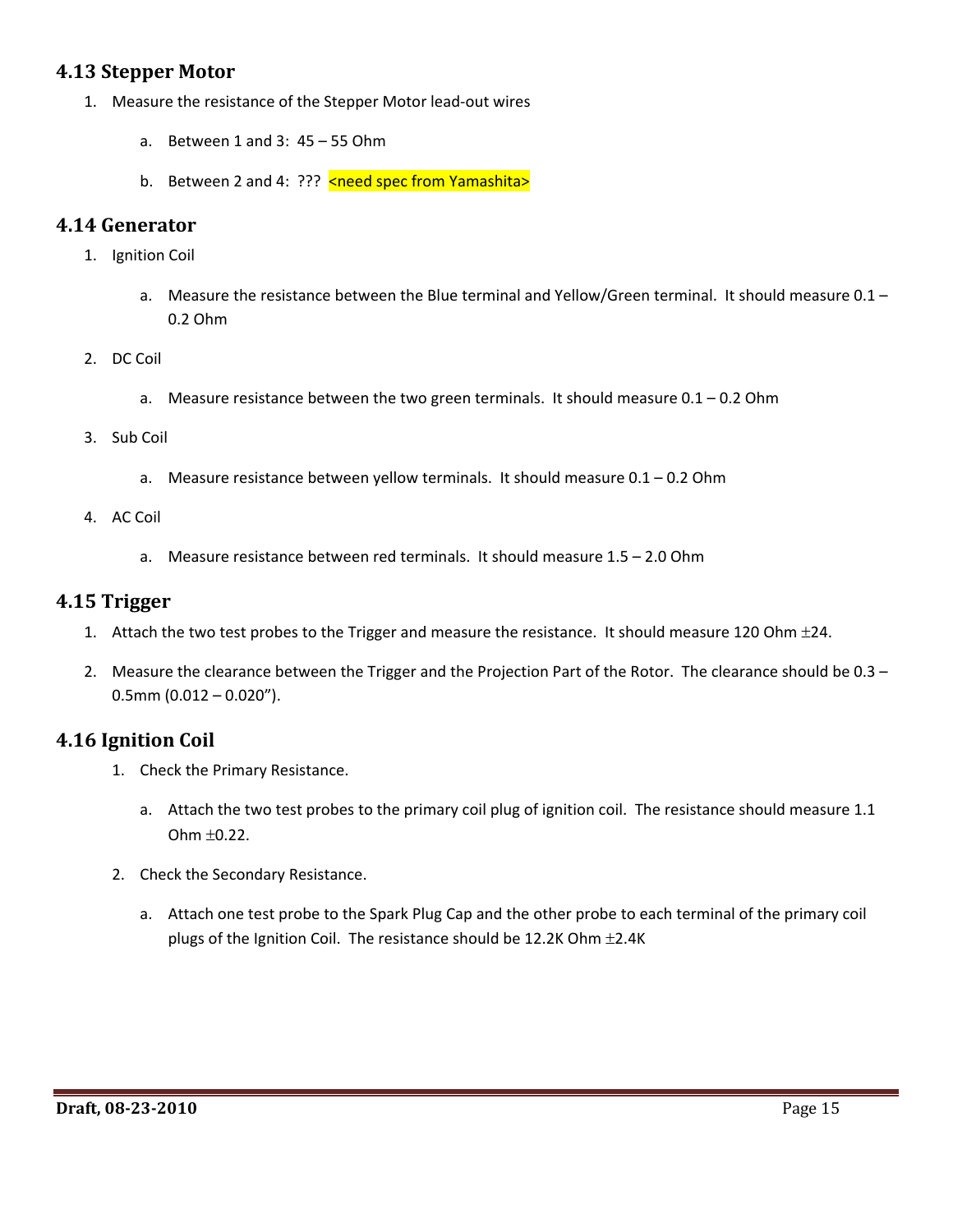## 4.13 Stepper Motor

1. Measure the resistance of the Stepper Motor lead-out wires

   a. Between 1 and 3: 45 – 55 Ohm

   b. Between 2 and 4: ??? <need spec from Yamashita>

## 4.14 Generator

1. Ignition Coil

   a. Measure the resistance between the Blue terminal and Yellow/Green terminal. It should measure 0.1 – 0.2 Ohm

2. DC Coil

   a. Measure resistance between the two green terminals. It should measure 0.1 – 0.2 Ohm

3. Sub Coil

   a. Measure resistance between yellow terminals. It should measure 0.1 – 0.2 Ohm

4. AC Coil

   a. Measure resistance between red terminals. It should measure 1.5 – 2.0 Ohm

## 4.15 Trigger

1. Attach the two test probes to the Trigger and measure the resistance. It should measure 120 Ohm ±24.
2. Measure the clearance between the Trigger and the Projection Part of the Rotor. The clearance should be 0.3 – 0.5mm (0.012 – 0.020").

## 4.16 Ignition Coil

1. Check the Primary Resistance.

   a. Attach the two test probes to the primary coil plug of ignition coil. The resistance should measure 1.1 Ohm ±0.22.

2. Check the Secondary Resistance.

   a. Attach one test probe to the Spark Plug Cap and the other probe to each terminal of the primary coil plugs of the Ignition Coil. The resistance should be 12.2K Ohm ±2.4K

**Draft, 08-23-2010**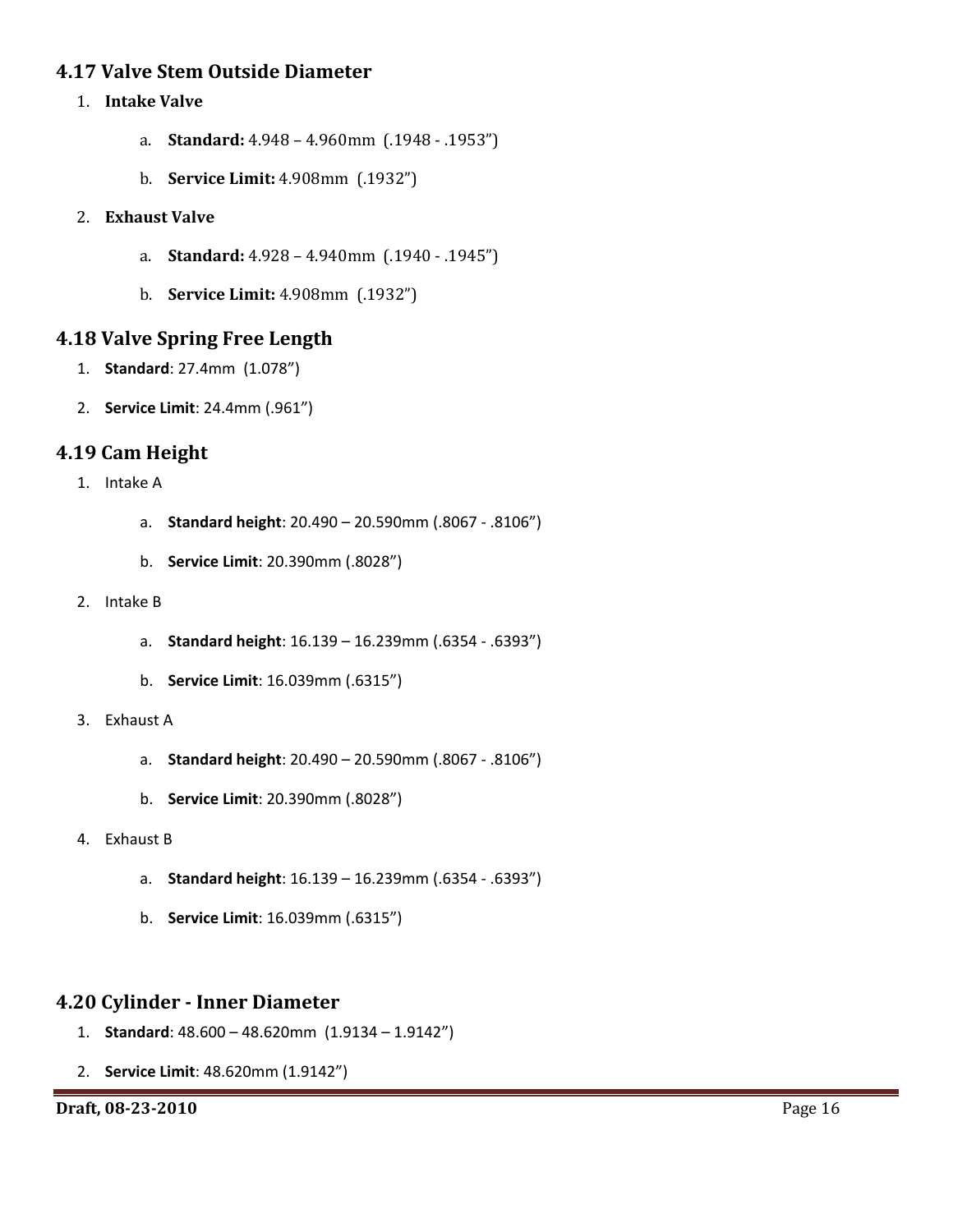## 4.17 Valve Stem Outside Diameter

1. **Intake Valve**
   a. **Standard:** 4.948 – 4.960mm (.1948 - .1953")
   b. **Service Limit:** 4.908mm (.1932")
2. **Exhaust Valve**
   a. **Standard:** 4.928 – 4.940mm (.1940 - .1945")
   b. **Service Limit:** 4.908mm (.1932")

## 4.18 Valve Spring Free Length

1. **Standard**: 27.4mm (1.078")
2. **Service Limit**: 24.4mm (.961")

## 4.19 Cam Height

1. Intake A
   a. **Standard height**: 20.490 – 20.590mm (.8067 - .8106")
   b. **Service Limit**: 20.390mm (.8028")
2. Intake B
   a. **Standard height**: 16.139 – 16.239mm (.6354 - .6393")
   b. **Service Limit**: 16.039mm (.6315")
3. Exhaust A
   a. **Standard height**: 20.490 – 20.590mm (.8067 - .8106")
   b. **Service Limit**: 20.390mm (.8028")
4. Exhaust B
   a. **Standard height**: 16.139 – 16.239mm (.6354 - .6393")
   b. **Service Limit**: 16.039mm (.6315")

## 4.20 Cylinder - Inner Diameter

1. **Standard**: 48.600 – 48.620mm (1.9134 – 1.9142")
2. **Service Limit**: 48.620mm (1.9142")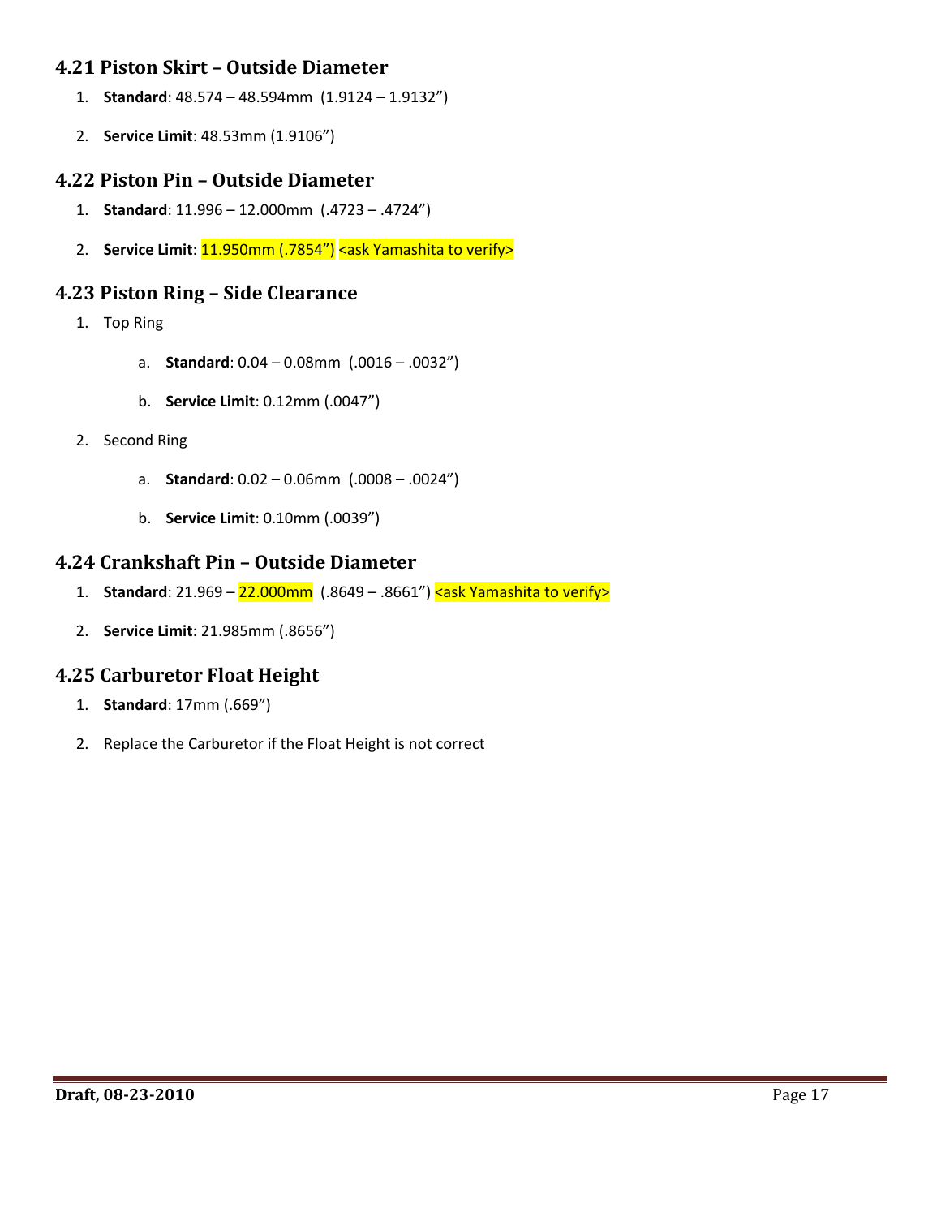### 4.21 Piston Skirt – Outside Diameter

1. **Standard**: 48.574 – 48.594mm  (1.9124 – 1.9132")
2. **Service Limit**: 48.53mm (1.9106")

### 4.22 Piston Pin – Outside Diameter

1. **Standard**: 11.996 – 12.000mm  (.4723 – .4724")
2. **Service Limit**: 11.950mm (.7854") <ask Yamashita to verify>

### 4.23 Piston Ring – Side Clearance

1. Top Ring
   a. **Standard**: 0.04 – 0.08mm  (.0016 – .0032")
   b. **Service Limit**: 0.12mm (.0047")
2. Second Ring
   a. **Standard**: 0.02 – 0.06mm  (.0008 – .0024")
   b. **Service Limit**: 0.10mm (.0039")

### 4.24 Crankshaft Pin – Outside Diameter

1. **Standard**: 21.969 – 22.000mm  (.8649 – .8661") <ask Yamashita to verify>
2. **Service Limit**: 21.985mm (.8656")

### 4.25 Carburetor Float Height

1. **Standard**: 17mm (.669")
2. Replace the Carburetor if the Float Height is not correct

**Draft, 08-23-2010**